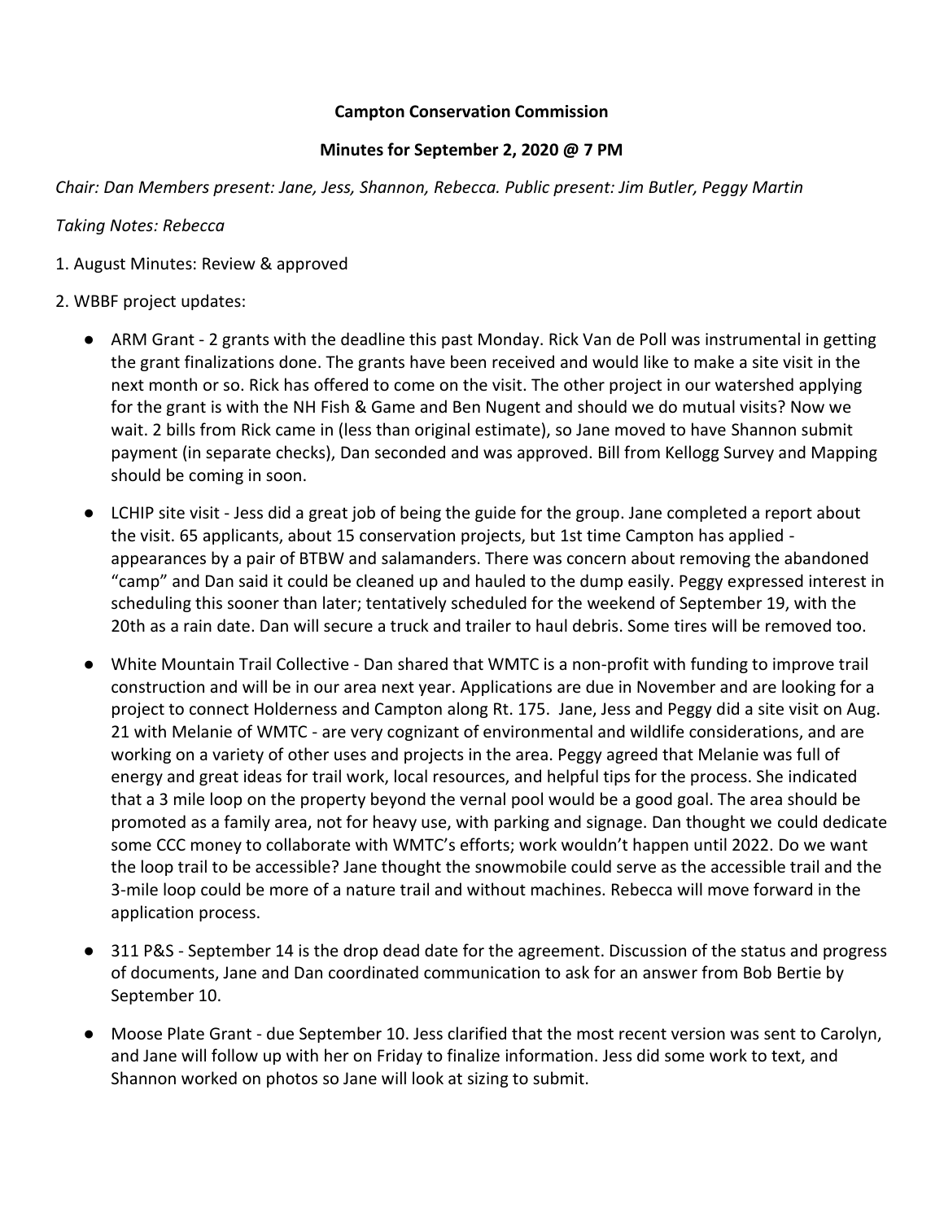**Campton Conservation Commission**

**Minutes for September 2, 2020 @ 7 PM**

*Chair: Dan Members present: Jane, Jess, Shannon, Rebecca. Public present: Jim Butler, Peggy Martin*

*Taking Notes: Rebecca*

1. August Minutes: Review & approved

2. WBBF project updates:

- ARM Grant - 2 grants with the deadline this past Monday. Rick Van de Poll was instrumental in getting the grant finalizations done. The grants have been received and would like to make a site visit in the next month or so. Rick has offered to come on the visit. The other project in our watershed applying for the grant is with the NH Fish & Game and Ben Nugent and should we do mutual visits? Now we wait. 2 bills from Rick came in (less than original estimate), so Jane moved to have Shannon submit payment (in separate checks), Dan seconded and was approved. Bill from Kellogg Survey and Mapping should be coming in soon.

- LCHIP site visit - Jess did a great job of being the guide for the group. Jane completed a report about the visit. 65 applicants, about 15 conservation projects, but 1st time Campton has applied - appearances by a pair of BTBW and salamanders. There was concern about removing the abandoned "camp" and Dan said it could be cleaned up and hauled to the dump easily. Peggy expressed interest in scheduling this sooner than later; tentatively scheduled for the weekend of September 19, with the 20th as a rain date. Dan will secure a truck and trailer to haul debris. Some tires will be removed too.

- White Mountain Trail Collective - Dan shared that WMTC is a non-profit with funding to improve trail construction and will be in our area next year. Applications are due in November and are looking for a project to connect Holderness and Campton along Rt. 175. Jane, Jess and Peggy did a site visit on Aug. 21 with Melanie of WMTC - are very cognizant of environmental and wildlife considerations, and are working on a variety of other uses and projects in the area. Peggy agreed that Melanie was full of energy and great ideas for trail work, local resources, and helpful tips for the process. She indicated that a 3 mile loop on the property beyond the vernal pool would be a good goal. The area should be promoted as a family area, not for heavy use, with parking and signage. Dan thought we could dedicate some CCC money to collaborate with WMTC's efforts; work wouldn't happen until 2022. Do we want the loop trail to be accessible? Jane thought the snowmobile could serve as the accessible trail and the 3-mile loop could be more of a nature trail and without machines. Rebecca will move forward in the application process.

- 311 P&S - September 14 is the drop dead date for the agreement. Discussion of the status and progress of documents, Jane and Dan coordinated communication to ask for an answer from Bob Bertie by September 10.

- Moose Plate Grant - due September 10. Jess clarified that the most recent version was sent to Carolyn, and Jane will follow up with her on Friday to finalize information. Jess did some work to text, and Shannon worked on photos so Jane will look at sizing to submit.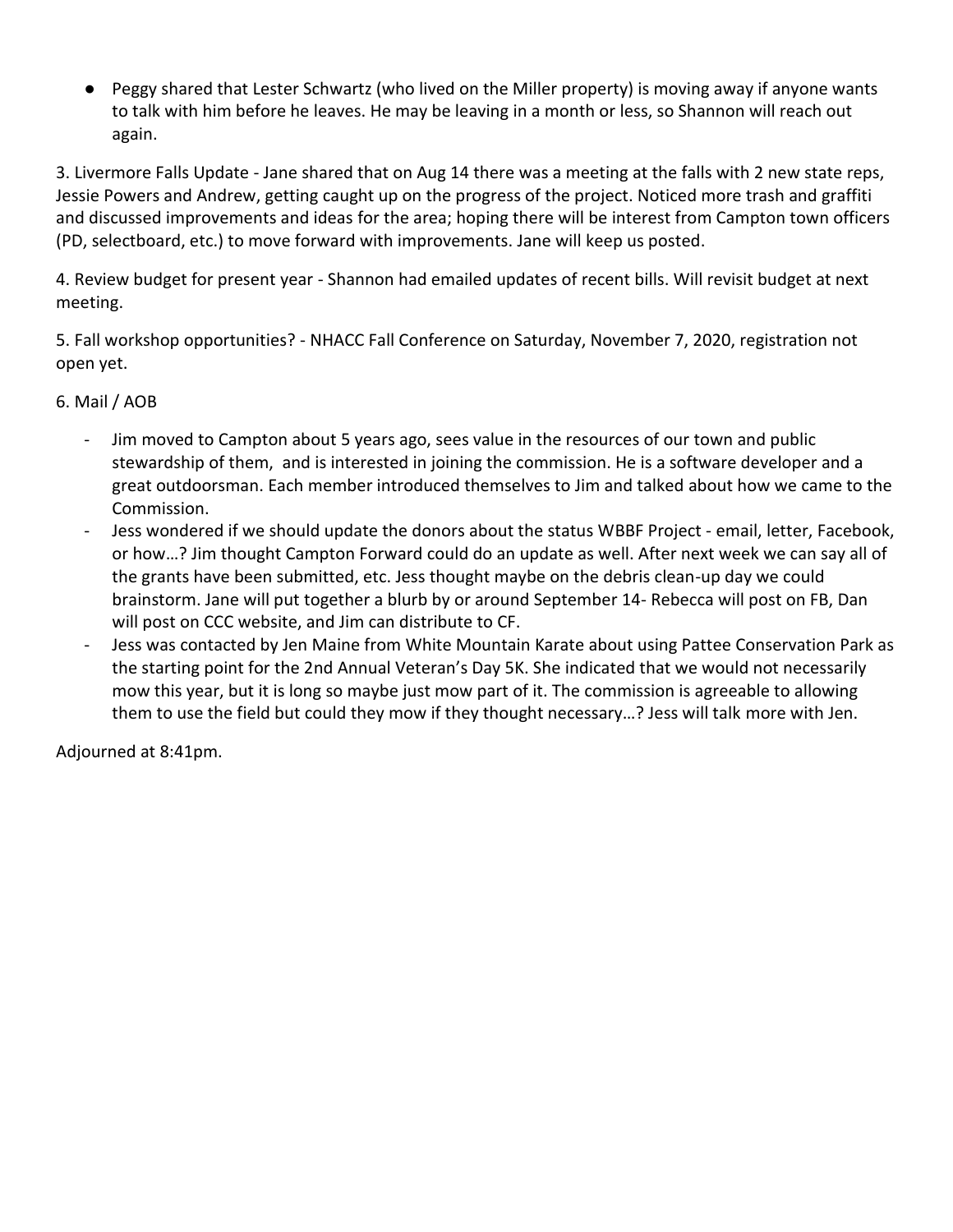- Peggy shared that Lester Schwartz (who lived on the Miller property) is moving away if anyone wants to talk with him before he leaves. He may be leaving in a month or less, so Shannon will reach out again.

3. Livermore Falls Update - Jane shared that on Aug 14 there was a meeting at the falls with 2 new state reps, Jessie Powers and Andrew, getting caught up on the progress of the project. Noticed more trash and graffiti and discussed improvements and ideas for the area; hoping there will be interest from Campton town officers (PD, selectboard, etc.) to move forward with improvements. Jane will keep us posted.

4. Review budget for present year - Shannon had emailed updates of recent bills. Will revisit budget at next meeting.

5. Fall workshop opportunities? - NHACC Fall Conference on Saturday, November 7, 2020, registration not open yet.

6. Mail / AOB

- Jim moved to Campton about 5 years ago, sees value in the resources of our town and public stewardship of them, and is interested in joining the commission. He is a software developer and a great outdoorsman. Each member introduced themselves to Jim and talked about how we came to the Commission.
- Jess wondered if we should update the donors about the status WBBF Project - email, letter, Facebook, or how…? Jim thought Campton Forward could do an update as well. After next week we can say all of the grants have been submitted, etc. Jess thought maybe on the debris clean-up day we could brainstorm. Jane will put together a blurb by or around September 14- Rebecca will post on FB, Dan will post on CCC website, and Jim can distribute to CF.
- Jess was contacted by Jen Maine from White Mountain Karate about using Pattee Conservation Park as the starting point for the 2nd Annual Veteran's Day 5K. She indicated that we would not necessarily mow this year, but it is long so maybe just mow part of it. The commission is agreeable to allowing them to use the field but could they mow if they thought necessary…? Jess will talk more with Jen.

Adjourned at 8:41pm.